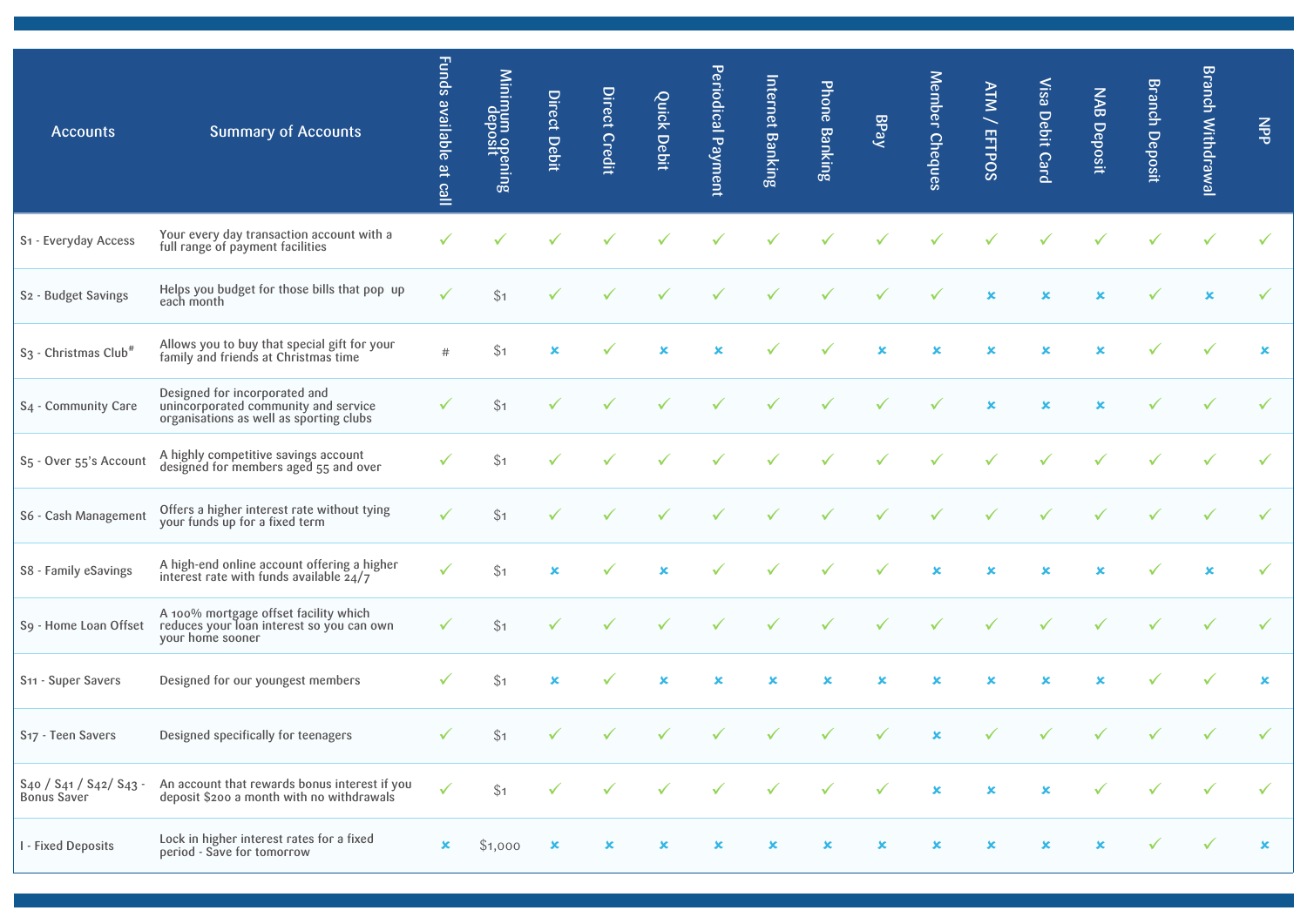| Accounts | Summary of Accounts | Funds available at call | Minimum opening deposit | Direct Debit | Direct Credit | Quick Debit | Periodical Payment | Internet Banking | Phone Banking | BPay | Member Cheques | ATM / EFTPOS | Visa Debit Card | NAB Deposit | Branch Deposit | Branch Withdrawal | NPP |
|---|---|---|---|---|---|---|---|---|---|---|---|---|---|---|---|---|---|
| S1 - Everyday Access | Your every day transaction account with a full range of payment facilities | ✓ | ✓ | ✓ | ✓ | ✓ | ✓ | ✓ | ✓ | ✓ | ✓ | ✓ | ✓ | ✓ | ✓ | ✓ | ✓ |
| S2 - Budget Savings | Helps you budget for those bills that pop up each month | ✓ | $1 | ✓ | ✓ | ✓ | ✓ | ✓ | ✓ | ✓ | ✓ | ✗ | ✗ | ✗ | ✓ | ✗ | ✓ |
| S3 - Christmas Club# | Allows you to buy that special gift for your family and friends at Christmas time | # | $1 | ✗ | ✓ | ✗ | ✗ | ✓ | ✓ | ✗ | ✗ | ✗ | ✗ | ✗ | ✓ | ✓ | ✗ |
| S4 - Community Care | Designed for incorporated and unincorporated community and service organisations as well as sporting clubs | ✓ | $1 | ✓ | ✓ | ✓ | ✓ | ✓ | ✓ | ✓ | ✓ | ✗ | ✗ | ✗ | ✓ | ✓ | ✓ |
| S5 - Over 55's Account | A highly competitive savings account designed for members aged 55 and over | ✓ | $1 | ✓ | ✓ | ✓ | ✓ | ✓ | ✓ | ✓ | ✓ | ✓ | ✓ | ✓ | ✓ | ✓ | ✓ |
| S6 - Cash Management | Offers a higher interest rate without tying your funds up for a fixed term | ✓ | $1 | ✓ | ✓ | ✓ | ✓ | ✓ | ✓ | ✓ | ✓ | ✓ | ✓ | ✓ | ✓ | ✓ | ✓ |
| S8 - Family eSavings | A high-end online account offering a higher interest rate with funds available 24/7 | ✓ | $1 | ✗ | ✓ | ✗ | ✓ | ✓ | ✓ | ✓ | ✗ | ✗ | ✗ | ✗ | ✓ | ✗ | ✓ |
| S9 - Home Loan Offset | A 100% mortgage offset facility which reduces your loan interest so you can own your home sooner | ✓ | $1 | ✓ | ✓ | ✓ | ✓ | ✓ | ✓ | ✓ | ✓ | ✓ | ✓ | ✓ | ✓ | ✓ | ✓ |
| S11 - Super Savers | Designed for our youngest members | ✓ | $1 | ✗ | ✓ | ✗ | ✗ | ✗ | ✗ | ✗ | ✗ | ✗ | ✗ | ✗ | ✓ | ✓ | ✗ |
| S17 - Teen Savers | Designed specifically for teenagers | ✓ | $1 | ✓ | ✓ | ✓ | ✓ | ✓ | ✓ | ✓ | ✗ | ✓ | ✓ | ✓ | ✓ | ✓ | ✓ |
| S40 / S41 / S42/ S43 - Bonus Saver | An account that rewards bonus interest if you deposit $200 a month with no withdrawals | ✓ | $1 | ✓ | ✓ | ✓ | ✓ | ✓ | ✓ | ✓ | ✗ | ✗ | ✗ | ✓ | ✓ | ✓ | ✓ |
| I - Fixed Deposits | Lock in higher interest rates for a fixed period - Save for tomorrow | ✗ | $1,000 | ✗ | ✗ | ✗ | ✗ | ✗ | ✗ | ✗ | ✗ | ✗ | ✗ | ✗ | ✓ | ✓ | ✗ |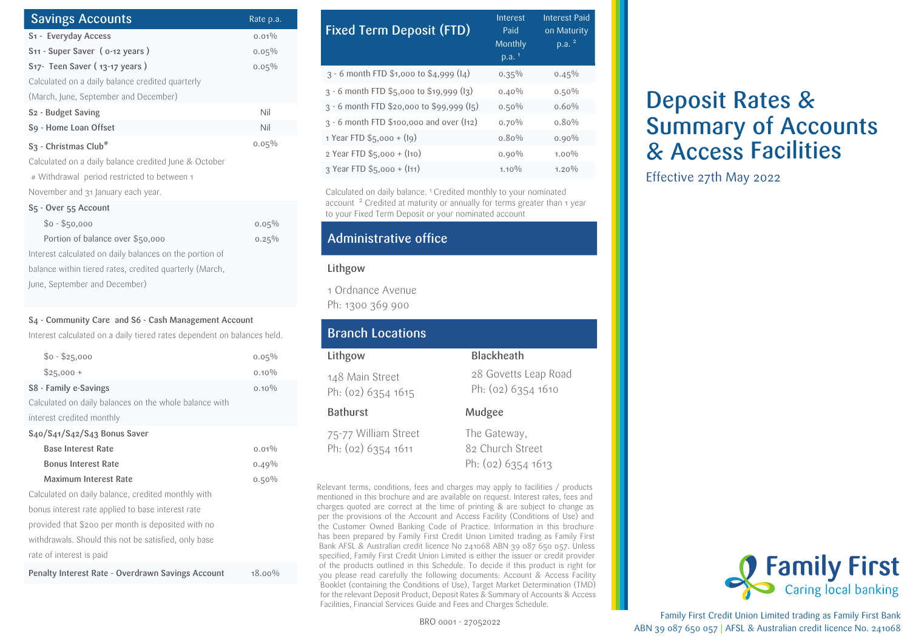# Deposit Rates & Summary of Accounts & Access Facilities

Effective 27th May 2022

## Savings Accounts

| Savings Accounts | Rate p.a. |
|---|---|
| S1 - Everyday Access | 0.01% |
| S11 - Super Saver ( 0-12 years ) | 0.05% |
| S17- Teen Saver ( 13-17 years ) | 0.05% |
| Calculated on a daily balance credited quarterly (March, June, September and December) | |
| S2 - Budget Saving | Nil |
| S9 - Home Loan Offset | Nil |
| S3 - Christmas Club# | 0.05% |
| Calculated on a daily balance credited June & October | |
| # Withdrawal period restricted to between 1 November and 31 January each year. | |
| S5 - Over 55 Account | |
| $0 - $50,000 | 0.05% |
| Portion of balance over $50,000 | 0.25% |
| Interest calculated on daily balances on the portion of balance within tiered rates, credited quarterly (March, June, September and December) | |

**S4 - Community Care and S6 - Cash Management Account**

Interest calculated on a daily tiered rates dependent on balances held.

| | |
|---|---|
| $0 - $25,000 | 0.05% |
| $25,000 + | 0.10% |
| S8 - Family e-Savings | 0.10% |
| Calculated on daily balances on the whole balance with interest credited monthly | |
| S40/S41/S42/S43 Bonus Saver | |
| Base Interest Rate | 0.01% |
| Bonus Interest Rate | 0.49% |
| Maximum Interest Rate | 0.50% |
| Calculated on daily balance, credited monthly with bonus interest rate applied to base interest rate provided that $200 per month is deposited with no withdrawals. Should this not be satisfied, only base rate of interest is paid | |
| Penalty Interest Rate - Overdrawn Savings Account | 18.00% |

## Fixed Term Deposit (FTD)

| Fixed Term Deposit (FTD) | Interest Paid Monthly p.a. [1] | Interest Paid on Maturity p.a. [2] |
|---|---|---|
| 3 - 6 month FTD $1,000 to $4,999 (I4) | 0.35% | 0.45% |
| 3 - 6 month FTD $5,000 to $19,999 (I3) | 0.40% | 0.50% |
| 3 - 6 month FTD $20,000 to $99,999 (I5) | 0.50% | 0.60% |
| 3 - 6 month FTD $100,000 and over (I12) | 0.70% | 0.80% |
| 1 Year FTD $5,000 + (I9) | 0.80% | 0.90% |
| 2 Year FTD $5,000 + (I10) | 0.90% | 1.00% |
| 3 Year FTD $5,000 + (I11) | 1.10% | 1.20% |

Calculated on daily balance. [1] Credited monthly to your nominated account [2] Credited at maturity or annually for terms greater than 1 year to your Fixed Term Deposit or your nominated account

## Administrative office

**Lithgow**

1 Ordnance Avenue
Ph: 1300 369 900

## Branch Locations

**Lithgow**

148 Main Street
Ph: (02) 6354 1615

**Blackheath**

28 Govetts Leap Road
Ph: (02) 6354 1610

**Bathurst**

75-77 William Street
Ph: (02) 6354 1611

**Mudgee**

The Gateway,
82 Church Street
Ph: (02) 6354 1613

Relevant terms, conditions, fees and charges may apply to facilities / products mentioned in this brochure and are available on request. Interest rates, fees and charges quoted are correct at the time of printing & are subject to change as per the provisions of the Account and Access Facility (Conditions of Use) and the Customer Owned Banking Code of Practice. Information in this brochure has been prepared by Family First Credit Union Limited trading as Family First Bank AFSL & Australian credit licence No 241068 ABN 39 087 650 057. Unless specified, Family First Credit Union Limited is either the issuer or credit provider of the products outlined in this Schedule. To decide if this product is right for you please read carefully the following documents: Account & Access Facility Booklet (containing the Conditions of Use), Target Market Determination (TMD) for the relevant Deposit Product, Deposit Rates & Summary of Accounts & Access Facilities, Financial Services Guide and Fees and Charges Schedule.

BRO 0001 - 27052022

Family First
Caring local banking

Family First Credit Union Limited trading as Family First Bank
ABN 39 087 650 057 | AFSL & Australian credit licence No. 241068